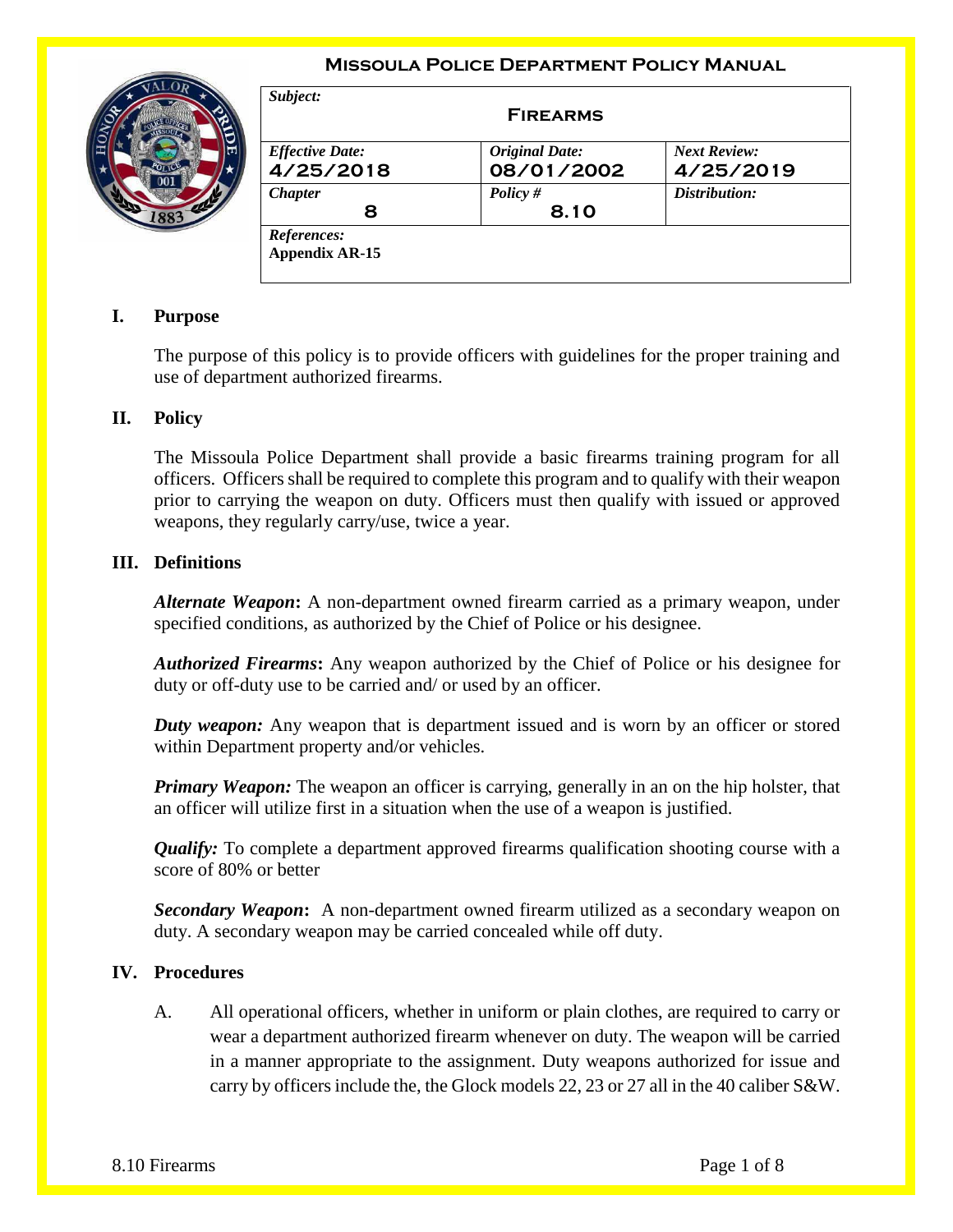# Missoula Police Department Policy Manual

| *Subject:* **Firearms** | | |
|---|---|---|
| *Effective Date:* **4/25/2018** | *Original Date:* **08/01/2002** | *Next Review:* **4/25/2019** |
| *Chapter* **8** | *Policy #* **8.10** | *Distribution:* |
| *References:* **Appendix AR-15** | | |

## I. Purpose

The purpose of this policy is to provide officers with guidelines for the proper training and use of department authorized firearms.

## II. Policy

The Missoula Police Department shall provide a basic firearms training program for all officers. Officers shall be required to complete this program and to qualify with their weapon prior to carrying the weapon on duty. Officers must then qualify with issued or approved weapons, they regularly carry/use, twice a year.

## III. Definitions

***Alternate Weapon*:** A non-department owned firearm carried as a primary weapon, under specified conditions, as authorized by the Chief of Police or his designee.

***Authorized Firearms*:** Any weapon authorized by the Chief of Police or his designee for duty or off-duty use to be carried and/ or used by an officer.

***Duty weapon:*** Any weapon that is department issued and is worn by an officer or stored within Department property and/or vehicles.

***Primary Weapon:*** The weapon an officer is carrying, generally in an on the hip holster, that an officer will utilize first in a situation when the use of a weapon is justified.

***Qualify:*** To complete a department approved firearms qualification shooting course with a score of 80% or better

***Secondary Weapon*:** A non-department owned firearm utilized as a secondary weapon on duty. A secondary weapon may be carried concealed while off duty.

## IV. Procedures

A. All operational officers, whether in uniform or plain clothes, are required to carry or wear a department authorized firearm whenever on duty. The weapon will be carried in a manner appropriate to the assignment. Duty weapons authorized for issue and carry by officers include the, the Glock models 22, 23 or 27 all in the 40 caliber S&W.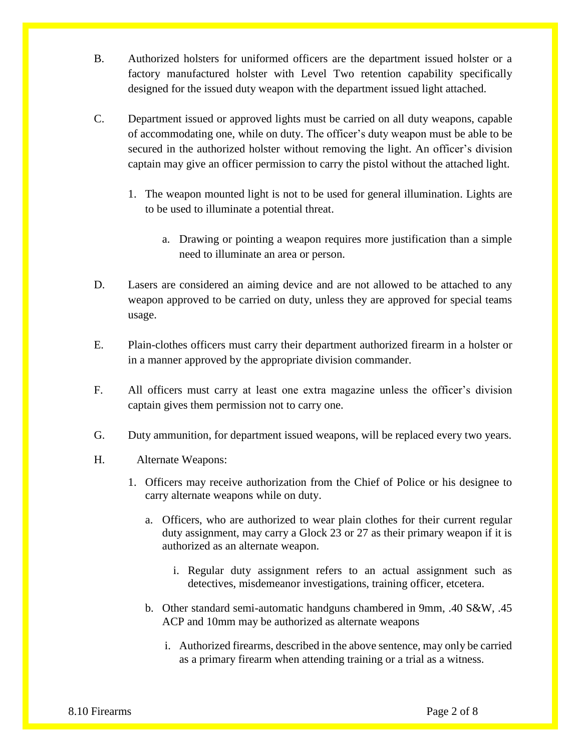B. Authorized holsters for uniformed officers are the department issued holster or a factory manufactured holster with Level Two retention capability specifically designed for the issued duty weapon with the department issued light attached.

C. Department issued or approved lights must be carried on all duty weapons, capable of accommodating one, while on duty. The officer's duty weapon must be able to be secured in the authorized holster without removing the light. An officer's division captain may give an officer permission to carry the pistol without the attached light.

1. The weapon mounted light is not to be used for general illumination. Lights are to be used to illuminate a potential threat.

    a. Drawing or pointing a weapon requires more justification than a simple need to illuminate an area or person.

D. Lasers are considered an aiming device and are not allowed to be attached to any weapon approved to be carried on duty, unless they are approved for special teams usage.

E. Plain-clothes officers must carry their department authorized firearm in a holster or in a manner approved by the appropriate division commander.

F. All officers must carry at least one extra magazine unless the officer's division captain gives them permission not to carry one.

G. Duty ammunition, for department issued weapons, will be replaced every two years.

H. Alternate Weapons:

1. Officers may receive authorization from the Chief of Police or his designee to carry alternate weapons while on duty.

    a. Officers, who are authorized to wear plain clothes for their current regular duty assignment, may carry a Glock 23 or 27 as their primary weapon if it is authorized as an alternate weapon.

        i. Regular duty assignment refers to an actual assignment such as detectives, misdemeanor investigations, training officer, etcetera.

    b. Other standard semi-automatic handguns chambered in 9mm, .40 S&W, .45 ACP and 10mm may be authorized as alternate weapons

        i. Authorized firearms, described in the above sentence, may only be carried as a primary firearm when attending training or a trial as a witness.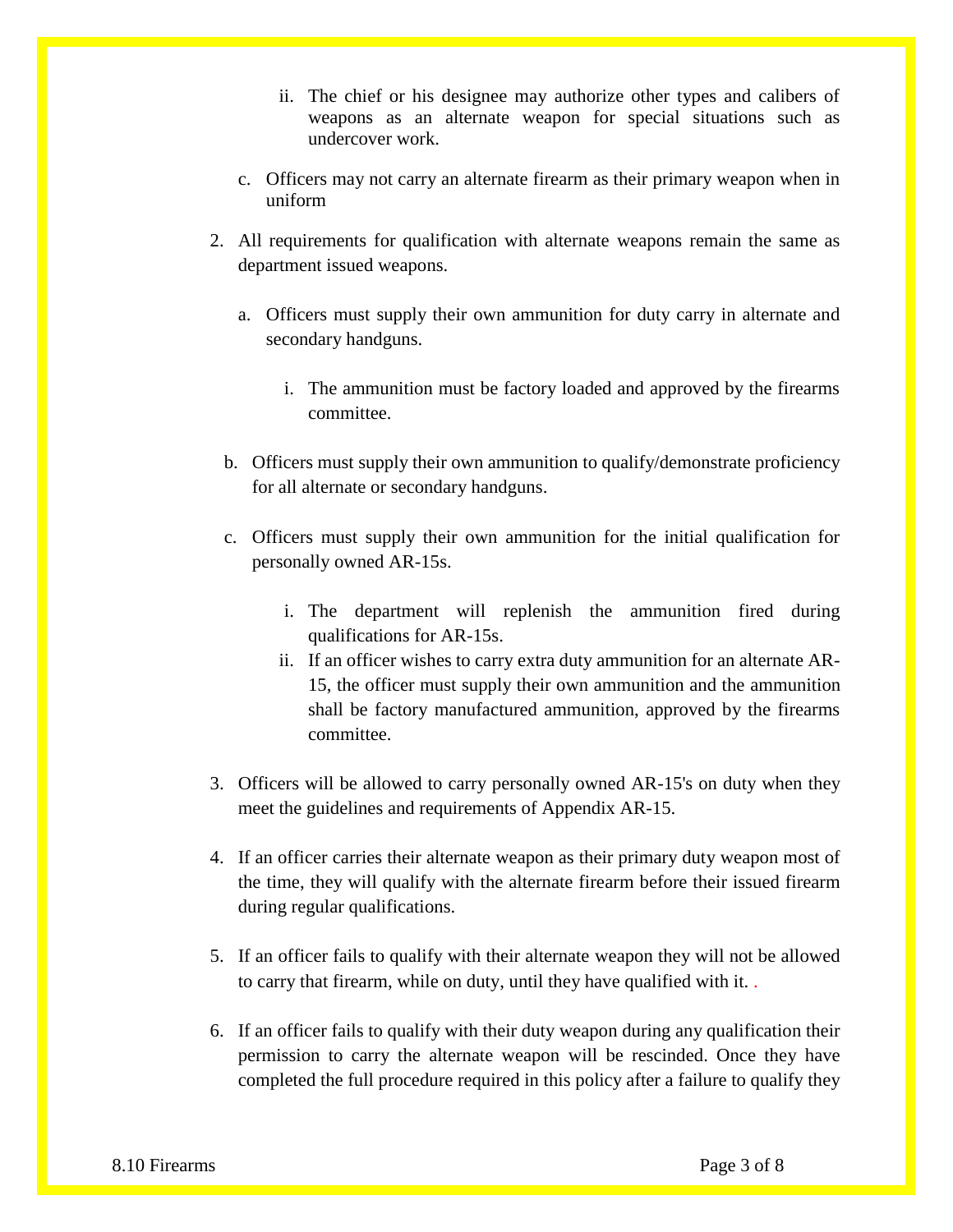ii. The chief or his designee may authorize other types and calibers of weapons as an alternate weapon for special situations such as undercover work.

   c. Officers may not carry an alternate firearm as their primary weapon when in uniform

2. All requirements for qualification with alternate weapons remain the same as department issued weapons.

   a. Officers must supply their own ammunition for duty carry in alternate and secondary handguns.

      i. The ammunition must be factory loaded and approved by the firearms committee.

   b. Officers must supply their own ammunition to qualify/demonstrate proficiency for all alternate or secondary handguns.

   c. Officers must supply their own ammunition for the initial qualification for personally owned AR-15s.

      i. The department will replenish the ammunition fired during qualifications for AR-15s.
      ii. If an officer wishes to carry extra duty ammunition for an alternate AR-15, the officer must supply their own ammunition and the ammunition shall be factory manufactured ammunition, approved by the firearms committee.

3. Officers will be allowed to carry personally owned AR-15's on duty when they meet the guidelines and requirements of Appendix AR-15.

4. If an officer carries their alternate weapon as their primary duty weapon most of the time, they will qualify with the alternate firearm before their issued firearm during regular qualifications.

5. If an officer fails to qualify with their alternate weapon they will not be allowed to carry that firearm, while on duty, until they have qualified with it. .

6. If an officer fails to qualify with their duty weapon during any qualification their permission to carry the alternate weapon will be rescinded. Once they have completed the full procedure required in this policy after a failure to qualify they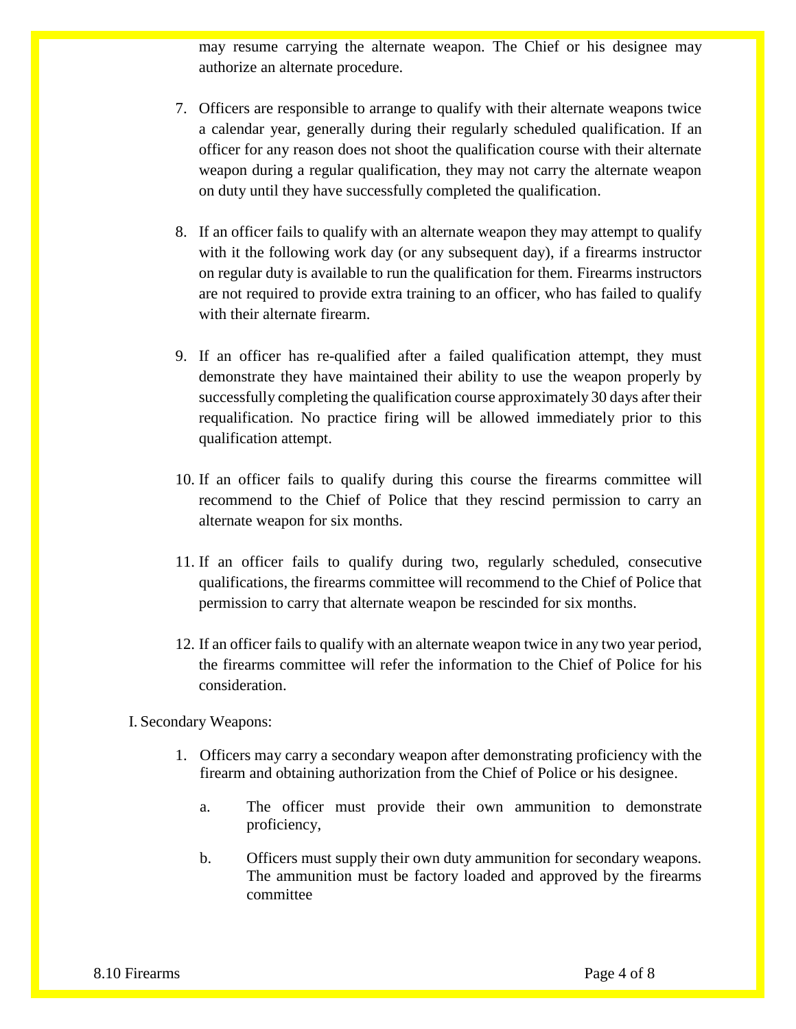may resume carrying the alternate weapon. The Chief or his designee may authorize an alternate procedure.

7. Officers are responsible to arrange to qualify with their alternate weapons twice a calendar year, generally during their regularly scheduled qualification. If an officer for any reason does not shoot the qualification course with their alternate weapon during a regular qualification, they may not carry the alternate weapon on duty until they have successfully completed the qualification.

8. If an officer fails to qualify with an alternate weapon they may attempt to qualify with it the following work day (or any subsequent day), if a firearms instructor on regular duty is available to run the qualification for them. Firearms instructors are not required to provide extra training to an officer, who has failed to qualify with their alternate firearm.

9. If an officer has re-qualified after a failed qualification attempt, they must demonstrate they have maintained their ability to use the weapon properly by successfully completing the qualification course approximately 30 days after their requalification. No practice firing will be allowed immediately prior to this qualification attempt.

10. If an officer fails to qualify during this course the firearms committee will recommend to the Chief of Police that they rescind permission to carry an alternate weapon for six months.

11. If an officer fails to qualify during two, regularly scheduled, consecutive qualifications, the firearms committee will recommend to the Chief of Police that permission to carry that alternate weapon be rescinded for six months.

12. If an officer fails to qualify with an alternate weapon twice in any two year period, the firearms committee will refer the information to the Chief of Police for his consideration.

I. Secondary Weapons:

1. Officers may carry a secondary weapon after demonstrating proficiency with the firearm and obtaining authorization from the Chief of Police or his designee.

   a. The officer must provide their own ammunition to demonstrate proficiency,

   b. Officers must supply their own duty ammunition for secondary weapons. The ammunition must be factory loaded and approved by the firearms committee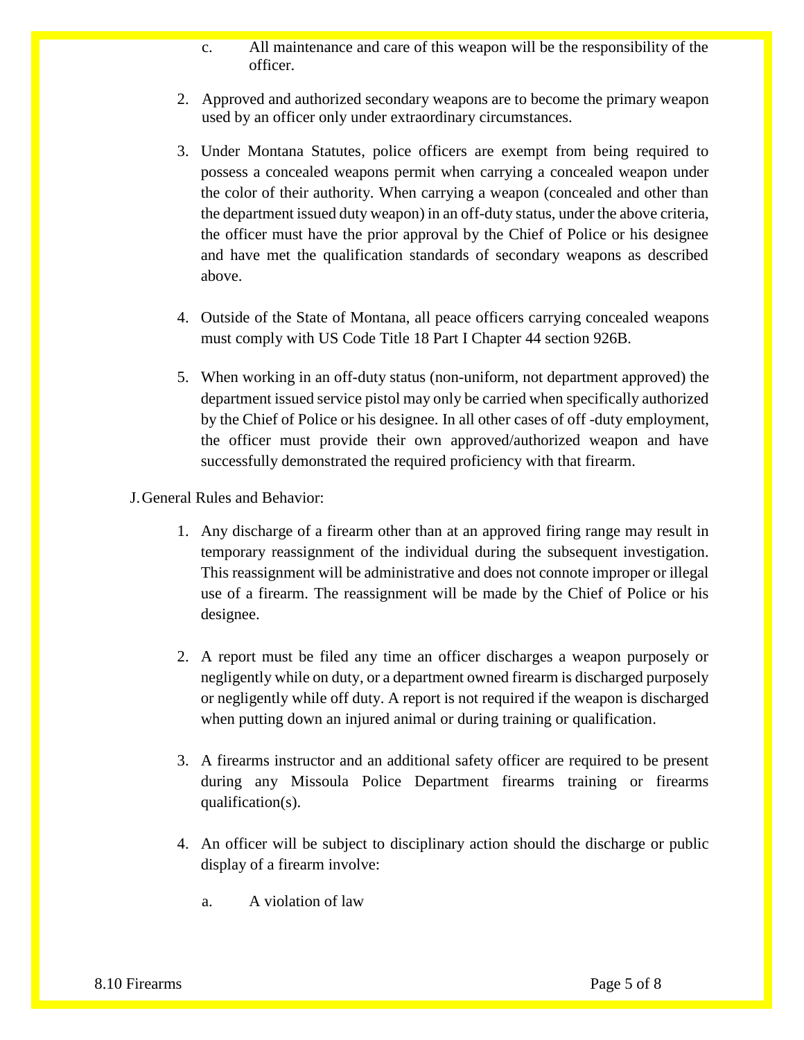c. All maintenance and care of this weapon will be the responsibility of the officer.

2. Approved and authorized secondary weapons are to become the primary weapon used by an officer only under extraordinary circumstances.

3. Under Montana Statutes, police officers are exempt from being required to possess a concealed weapons permit when carrying a concealed weapon under the color of their authority. When carrying a weapon (concealed and other than the department issued duty weapon) in an off-duty status, under the above criteria, the officer must have the prior approval by the Chief of Police or his designee and have met the qualification standards of secondary weapons as described above.

4. Outside of the State of Montana, all peace officers carrying concealed weapons must comply with US Code Title 18 Part I Chapter 44 section 926B.

5. When working in an off-duty status (non-uniform, not department approved) the department issued service pistol may only be carried when specifically authorized by the Chief of Police or his designee. In all other cases of off -duty employment, the officer must provide their own approved/authorized weapon and have successfully demonstrated the required proficiency with that firearm.

J. General Rules and Behavior:

1. Any discharge of a firearm other than at an approved firing range may result in temporary reassignment of the individual during the subsequent investigation. This reassignment will be administrative and does not connote improper or illegal use of a firearm. The reassignment will be made by the Chief of Police or his designee.

2. A report must be filed any time an officer discharges a weapon purposely or negligently while on duty, or a department owned firearm is discharged purposely or negligently while off duty. A report is not required if the weapon is discharged when putting down an injured animal or during training or qualification.

3. A firearms instructor and an additional safety officer are required to be present during any Missoula Police Department firearms training or firearms qualification(s).

4. An officer will be subject to disciplinary action should the discharge or public display of a firearm involve:

   a. A violation of law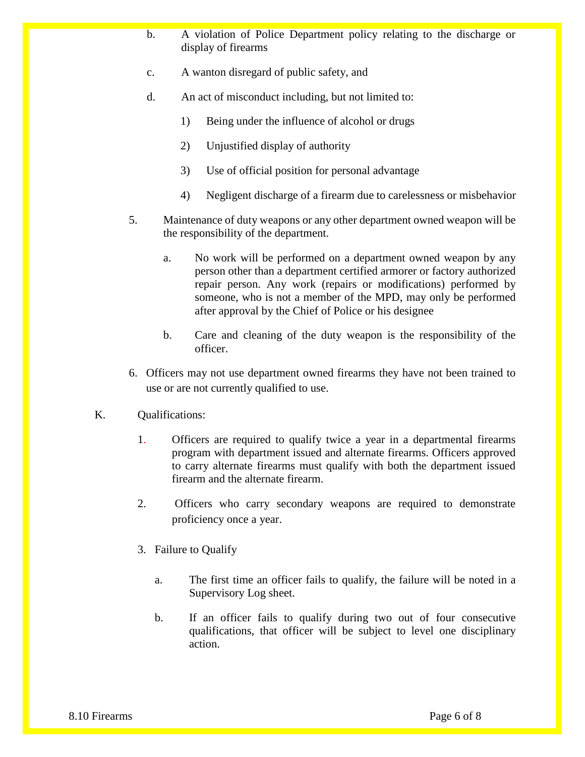b. A violation of Police Department policy relating to the discharge or display of firearms

c. A wanton disregard of public safety, and

d. An act of misconduct including, but not limited to:

   1) Being under the influence of alcohol or drugs

   2) Unjustified display of authority

   3) Use of official position for personal advantage

   4) Negligent discharge of a firearm due to carelessness or misbehavior

5. Maintenance of duty weapons or any other department owned weapon will be the responsibility of the department.

   a. No work will be performed on a department owned weapon by any person other than a department certified armorer or factory authorized repair person. Any work (repairs or modifications) performed by someone, who is not a member of the MPD, may only be performed after approval by the Chief of Police or his designee

   b. Care and cleaning of the duty weapon is the responsibility of the officer.

6. Officers may not use department owned firearms they have not been trained to use or are not currently qualified to use.

K. Qualifications:

1. Officers are required to qualify twice a year in a departmental firearms program with department issued and alternate firearms. Officers approved to carry alternate firearms must qualify with both the department issued firearm and the alternate firearm.

2. Officers who carry secondary weapons are required to demonstrate proficiency once a year.

3. Failure to Qualify

   a. The first time an officer fails to qualify, the failure will be noted in a Supervisory Log sheet.

   b. If an officer fails to qualify during two out of four consecutive qualifications, that officer will be subject to level one disciplinary action.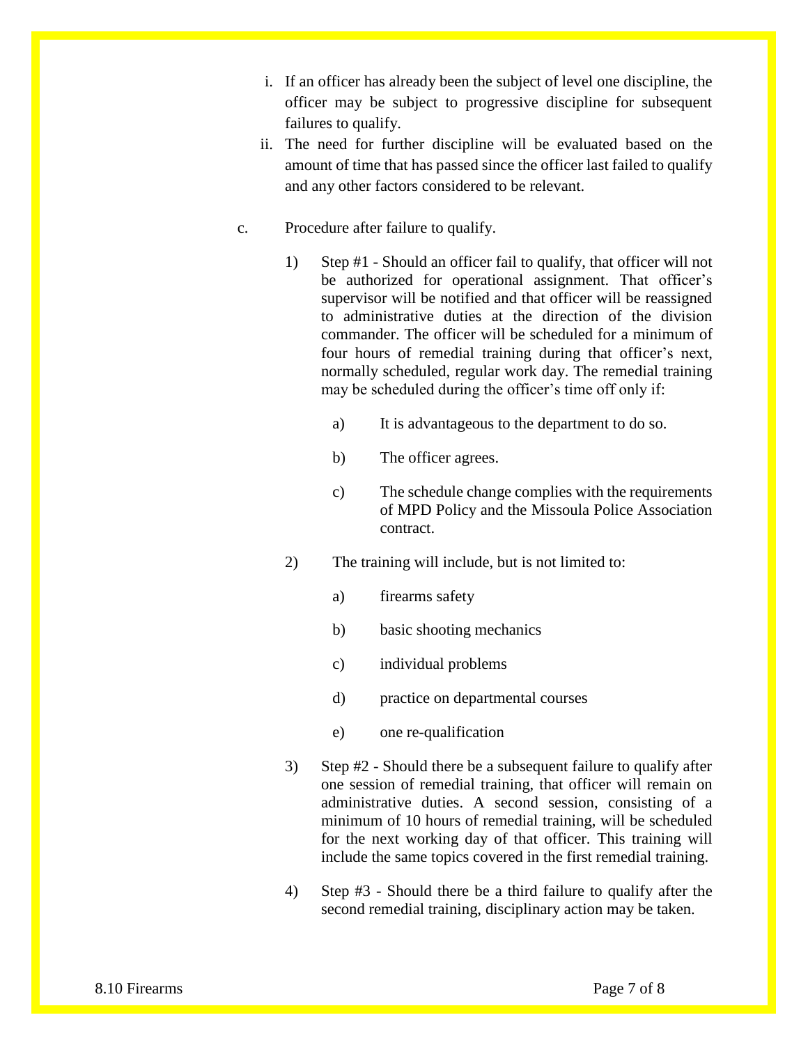i. If an officer has already been the subject of level one discipline, the officer may be subject to progressive discipline for subsequent failures to qualify.

ii. The need for further discipline will be evaluated based on the amount of time that has passed since the officer last failed to qualify and any other factors considered to be relevant.

c. Procedure after failure to qualify.

1) Step #1 - Should an officer fail to qualify, that officer will not be authorized for operational assignment. That officer's supervisor will be notified and that officer will be reassigned to administrative duties at the direction of the division commander. The officer will be scheduled for a minimum of four hours of remedial training during that officer's next, normally scheduled, regular work day. The remedial training may be scheduled during the officer's time off only if:

   a) It is advantageous to the department to do so.

   b) The officer agrees.

   c) The schedule change complies with the requirements of MPD Policy and the Missoula Police Association contract.

2) The training will include, but is not limited to:

   a) firearms safety

   b) basic shooting mechanics

   c) individual problems

   d) practice on departmental courses

   e) one re-qualification

3) Step #2 - Should there be a subsequent failure to qualify after one session of remedial training, that officer will remain on administrative duties. A second session, consisting of a minimum of 10 hours of remedial training, will be scheduled for the next working day of that officer. This training will include the same topics covered in the first remedial training.

4) Step #3 - Should there be a third failure to qualify after the second remedial training, disciplinary action may be taken.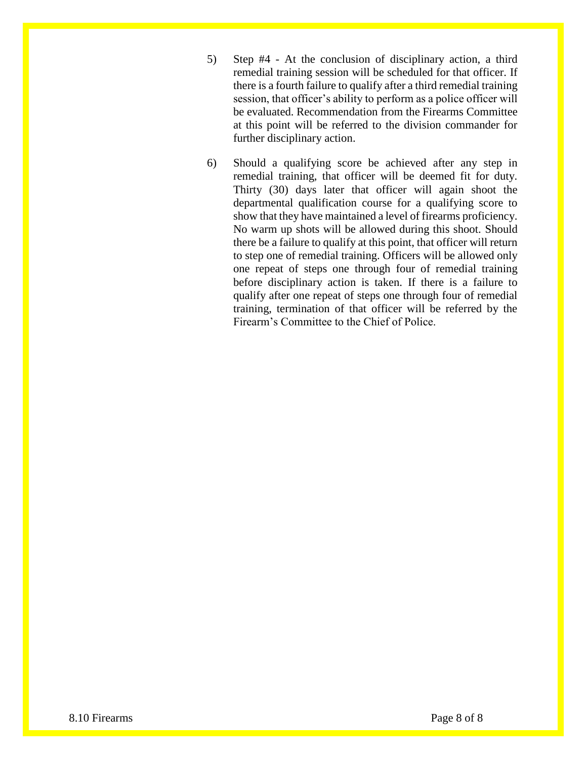5) Step #4 - At the conclusion of disciplinary action, a third remedial training session will be scheduled for that officer. If there is a fourth failure to qualify after a third remedial training session, that officer's ability to perform as a police officer will be evaluated. Recommendation from the Firearms Committee at this point will be referred to the division commander for further disciplinary action.

6) Should a qualifying score be achieved after any step in remedial training, that officer will be deemed fit for duty. Thirty (30) days later that officer will again shoot the departmental qualification course for a qualifying score to show that they have maintained a level of firearms proficiency. No warm up shots will be allowed during this shoot. Should there be a failure to qualify at this point, that officer will return to step one of remedial training. Officers will be allowed only one repeat of steps one through four of remedial training before disciplinary action is taken. If there is a failure to qualify after one repeat of steps one through four of remedial training, termination of that officer will be referred by the Firearm's Committee to the Chief of Police.